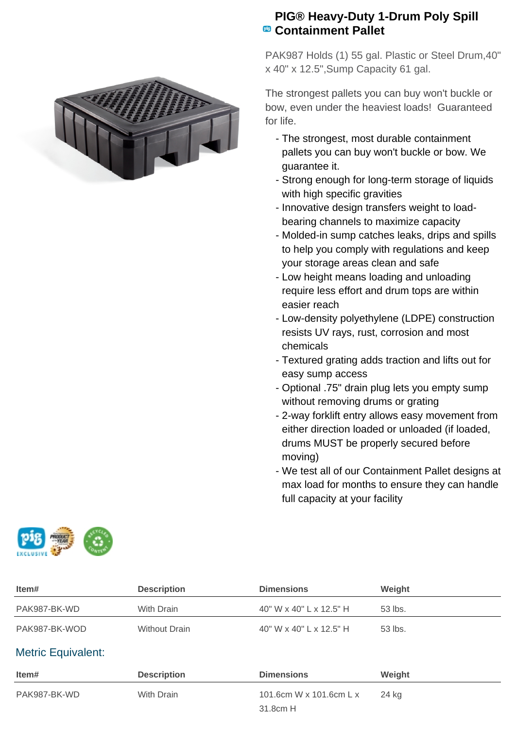# PIG® Heavy-Duty 1-Drum Poly Spill Containment Pallet

PAK987 Holds (1) 55 gal. Plastic or Steel Drum,40" x 40" x 12.5",Sump Capacity 61 gal.

The strongest pallets you can buy won't buckle or bow, even under the heaviest loads! Guaranteed for life.

- The strongest, most durable containment pallets you can buy won't buckle or bow. We guarantee it.
- Strong enough for long-term storage of liquids with high specific gravities
- Innovative design transfers weight to load-bearing channels to maximize capacity
- Molded-in sump catches leaks, drips and spills to help you comply with regulations and keep your storage areas clean and safe
- Low height means loading and unloading require less effort and drum tops are within easier reach
- Low-density polyethylene (LDPE) construction resists UV rays, rust, corrosion and most chemicals
- Textured grating adds traction and lifts out for easy sump access
- Optional .75" drain plug lets you empty sump without removing drums or grating
- 2-way forklift entry allows easy movement from either direction loaded or unloaded (if loaded, drums MUST be properly secured before moving)
- We test all of our Containment Pallet designs at max load for months to ensure they can handle full capacity at your facility

| Item# | Description | Dimensions | Weight |
|---|---|---|---|
| PAK987-BK-WD | With Drain | 40" W x 40" L x 12.5" H | 53 lbs. |
| PAK987-BK-WOD | Without Drain | 40" W x 40" L x 12.5" H | 53 lbs. |

## Metric Equivalent:

| Item# | Description | Dimensions | Weight |
|---|---|---|---|
| PAK987-BK-WD | With Drain | 101.6cm W x 101.6cm L x 31.8cm H | 24 kg |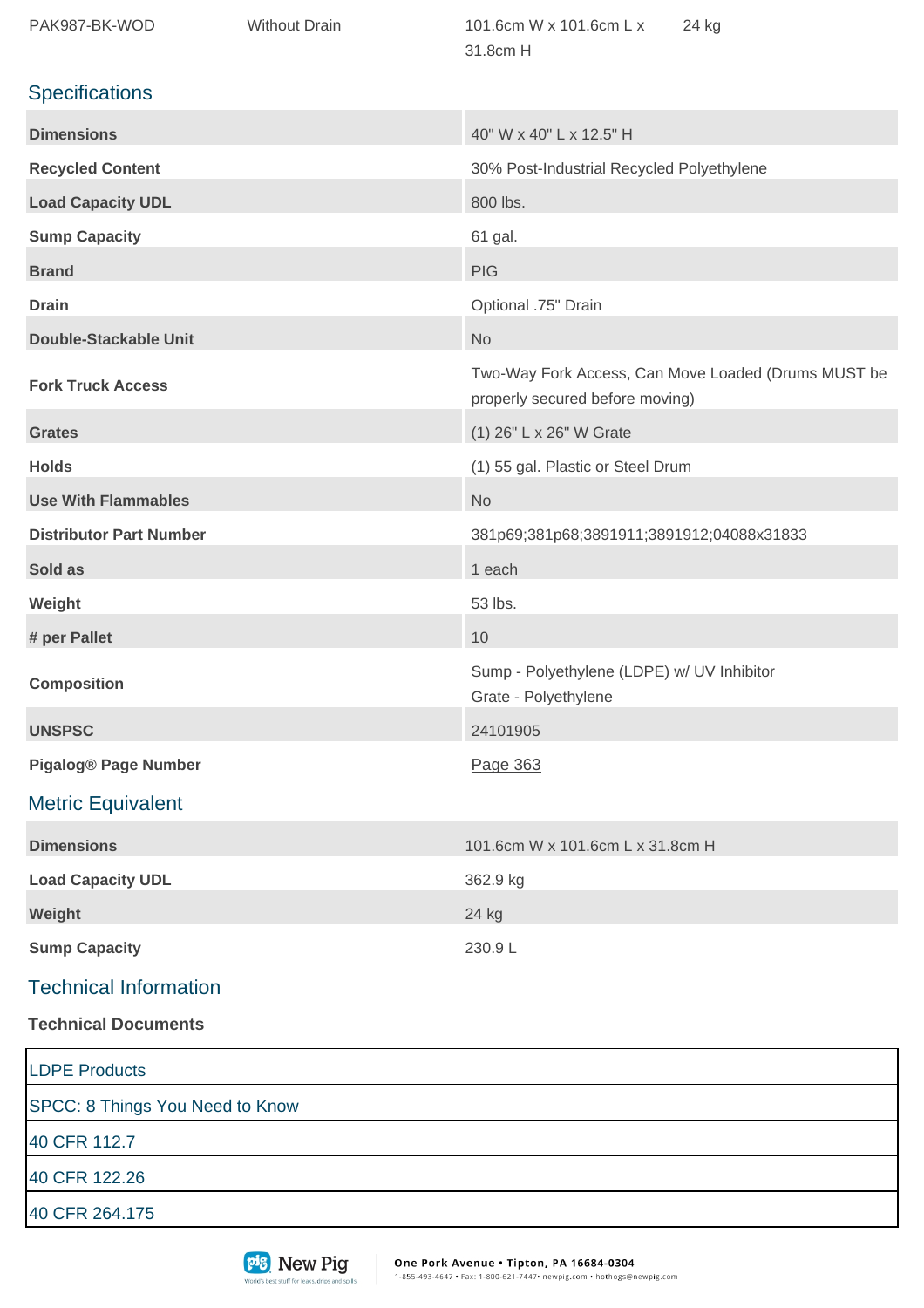| | | | |
|---|---|---|---|
| PAK987-BK-WOD | Without Drain | 101.6cm W x 101.6cm L x 31.8cm H | 24 kg |

## Specifications

| | |
|---|---|
| **Dimensions** | 40" W x 40" L x 12.5" H |
| **Recycled Content** | 30% Post-Industrial Recycled Polyethylene |
| **Load Capacity UDL** | 800 lbs. |
| **Sump Capacity** | 61 gal. |
| **Brand** | PIG |
| **Drain** | Optional .75" Drain |
| **Double-Stackable Unit** | No |
| **Fork Truck Access** | Two-Way Fork Access, Can Move Loaded (Drums MUST be properly secured before moving) |
| **Grates** | (1) 26" L x 26" W Grate |
| **Holds** | (1) 55 gal. Plastic or Steel Drum |
| **Use With Flammables** | No |
| **Distributor Part Number** | 381p69;381p68;3891911;3891912;04088x31833 |
| **Sold as** | 1 each |
| **Weight** | 53 lbs. |
| **# per Pallet** | 10 |
| **Composition** | Sump - Polyethylene (LDPE) w/ UV Inhibitor<br>Grate - Polyethylene |
| **UNSPSC** | 24101905 |
| **Pigalog® Page Number** | Page 363 |

## Metric Equivalent

| | |
|---|---|
| **Dimensions** | 101.6cm W x 101.6cm L x 31.8cm H |
| **Load Capacity UDL** | 362.9 kg |
| **Weight** | 24 kg |
| **Sump Capacity** | 230.9 L |

## Technical Information

### Technical Documents

| |
|---|
| LDPE Products |
| SPCC: 8 Things You Need to Know |
| 40 CFR 112.7 |
| 40 CFR 122.26 |
| 40 CFR 264.175 |

New Pig — World's best stuff for leaks, drips and spills.

One Pork Avenue • Tipton, PA 16684-0304
1-855-493-4647 • Fax: 1-800-621-7447• newpig.com • hothogs@newpig.com